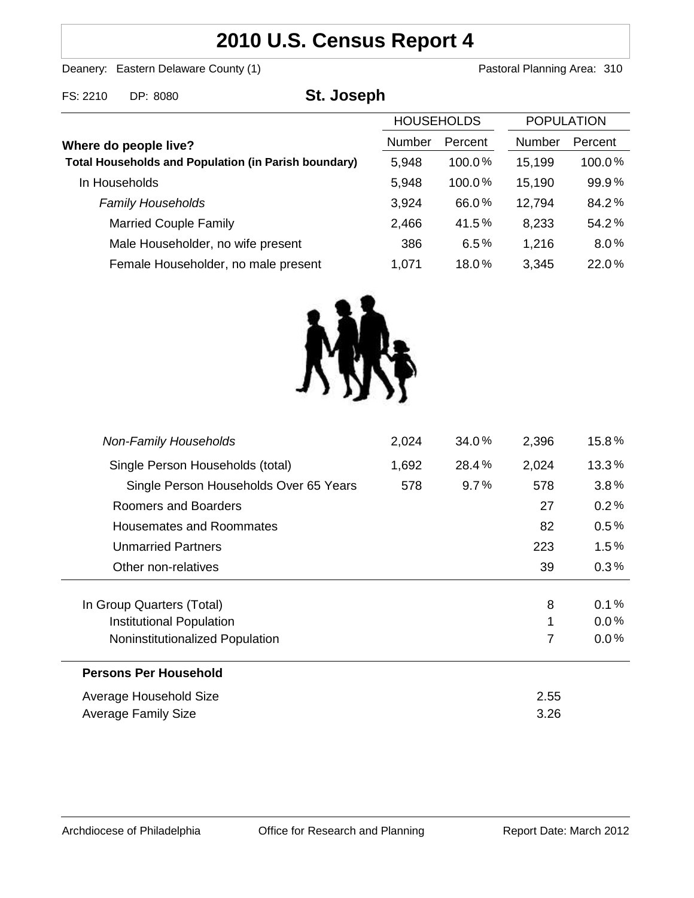# 2010 U.S. Census Report 4

Deanery: Eastern Delaware County (1)

Pastoral Planning Area: 310

FS: 2210 DP: 8080

## St. Joseph

| Where do people live? | HOUSEHOLDS Number | HOUSEHOLDS Percent | POPULATION Number | POPULATION Percent |
|---|---|---|---|---|
| **Total Households and Population (in Parish boundary)** | 5,948 | 100.0% | 15,199 | 100.0% |
| In Households | 5,948 | 100.0% | 15,190 | 99.9% |
| *Family Households* | 3,924 | 66.0% | 12,794 | 84.2% |
| Married Couple Family | 2,466 | 41.5% | 8,233 | 54.2% |
| Male Householder, no wife present | 386 | 6.5% | 1,216 | 8.0% |
| Female Householder, no male present | 1,071 | 18.0% | 3,345 | 22.0% |
| *Non-Family Households* | 2,024 | 34.0% | 2,396 | 15.8% |
| Single Person Households (total) | 1,692 | 28.4% | 2,024 | 13.3% |
| Single Person Households Over 65 Years | 578 | 9.7% | 578 | 3.8% |
| Roomers and Boarders | | | 27 | 0.2% |
| Housemates and Roommates | | | 82 | 0.5% |
| Unmarried Partners | | | 223 | 1.5% |
| Other non-relatives | | | 39 | 0.3% |
| In Group Quarters (Total) | | | 8 | 0.1% |
| Institutional Population | | | 1 | 0.0% |
| Noninstitutionalized Population | | | 7 | 0.0% |

**Persons Per Household**

| | |
|---|---|
| Average Household Size | 2.55 |
| Average Family Size | 3.26 |

Archdiocese of Philadelphia — Office for Research and Planning — Report Date: March 2012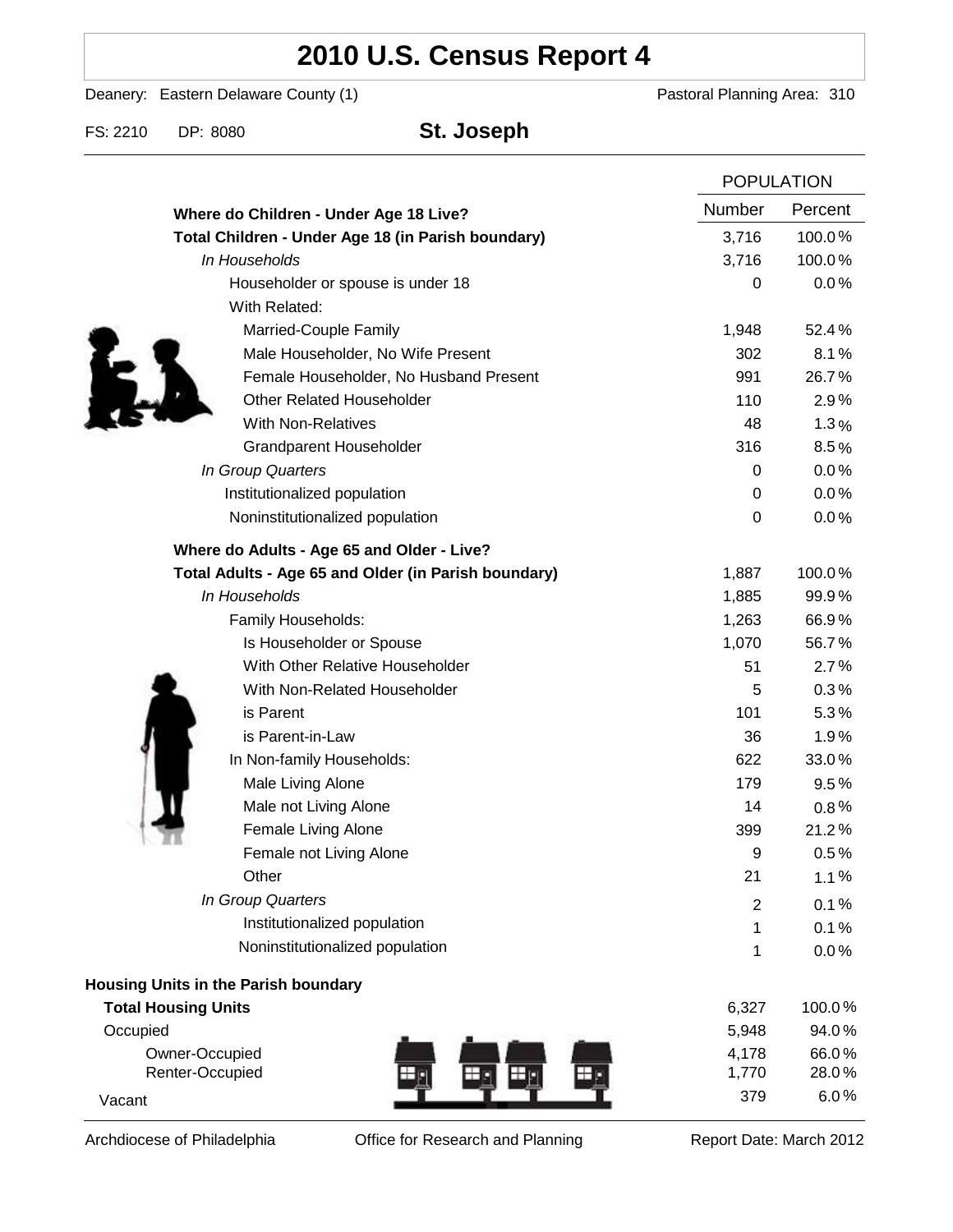# 2010 U.S. Census Report 4

Deanery: Eastern Delaware County (1) Pastoral Planning Area: 310

FS: 2210 DP: 8080 **St. Joseph**

| | POPULATION | |
|---|---|---|
| | Number | Percent |
| **Where do Children - Under Age 18 Live?** | | |
| **Total Children - Under Age 18 (in Parish boundary)** | 3,716 | 100.0% |
| *In Households* | 3,716 | 100.0% |
| Householder or spouse is under 18 | 0 | 0.0% |
| With Related: | | |
| Married-Couple Family | 1,948 | 52.4% |
| Male Householder, No Wife Present | 302 | 8.1% |
| Female Householder, No Husband Present | 991 | 26.7% |
| Other Related Householder | 110 | 2.9% |
| With Non-Relatives | 48 | 1.3% |
| Grandparent Householder | 316 | 8.5% |
| *In Group Quarters* | 0 | 0.0% |
| Institutionalized population | 0 | 0.0% |
| Noninstitutionalized population | 0 | 0.0% |
| **Where do Adults - Age 65 and Older - Live?** | | |
| **Total Adults - Age 65 and Older (in Parish boundary)** | 1,887 | 100.0% |
| *In Households* | 1,885 | 99.9% |
| Family Households: | 1,263 | 66.9% |
| Is Householder or Spouse | 1,070 | 56.7% |
| With Other Relative Householder | 51 | 2.7% |
| With Non-Related Householder | 5 | 0.3% |
| is Parent | 101 | 5.3% |
| is Parent-in-Law | 36 | 1.9% |
| In Non-family Households: | 622 | 33.0% |
| Male Living Alone | 179 | 9.5% |
| Male not Living Alone | 14 | 0.8% |
| Female Living Alone | 399 | 21.2% |
| Female not Living Alone | 9 | 0.5% |
| Other | 21 | 1.1% |
| *In Group Quarters* | 2 | 0.1% |
| Institutionalized population | 1 | 0.1% |
| Noninstitutionalized population | 1 | 0.0% |
| **Housing Units in the Parish boundary** | | |
| **Total Housing Units** | 6,327 | 100.0% |
| Occupied | 5,948 | 94.0% |
| Owner-Occupied | 4,178 | 66.0% |
| Renter-Occupied | 1,770 | 28.0% |
| Vacant | 379 | 6.0% |

Archdiocese of Philadelphia Office for Research and Planning Report Date: March 2012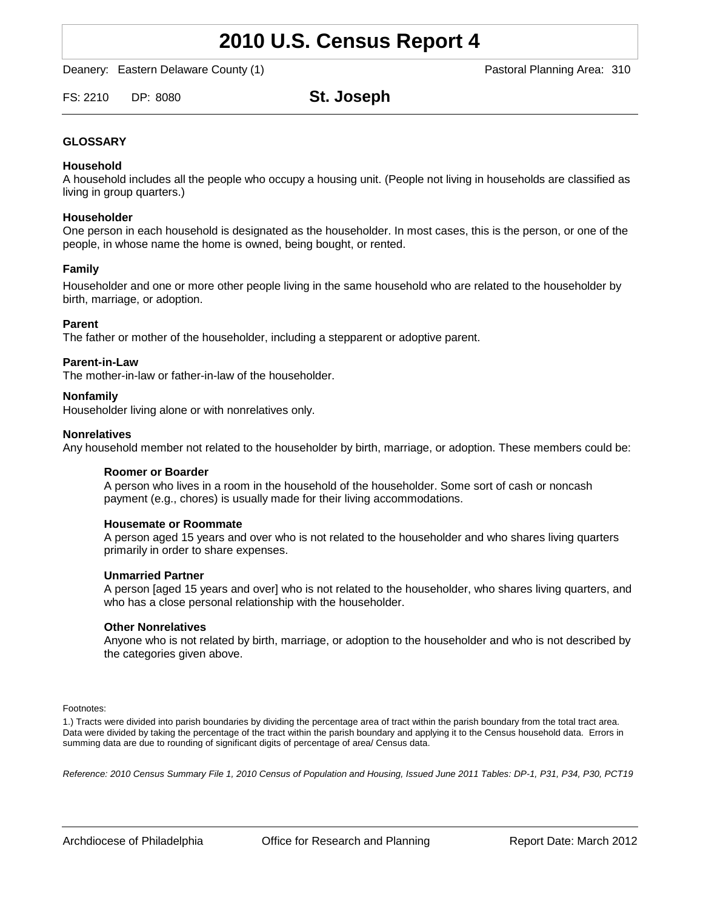# 2010 U.S. Census Report 4

Deanery: Eastern Delaware County (1)　　　Pastoral Planning Area: 310

FS: 2210　DP: 8080

## St. Joseph

### GLOSSARY

**Household**
A household includes all the people who occupy a housing unit. (People not living in households are classified as living in group quarters.)

**Householder**
One person in each household is designated as the householder. In most cases, this is the person, or one of the people, in whose name the home is owned, being bought, or rented.

**Family**
Householder and one or more other people living in the same household who are related to the householder by birth, marriage, or adoption.

**Parent**
The father or mother of the householder, including a stepparent or adoptive parent.

**Parent-in-Law**
The mother-in-law or father-in-law of the householder.

**Nonfamily**
Householder living alone or with nonrelatives only.

**Nonrelatives**
Any household member not related to the householder by birth, marriage, or adoption. These members could be:

> **Roomer or Boarder**
> A person who lives in a room in the household of the householder. Some sort of cash or noncash payment (e.g., chores) is usually made for their living accommodations.
>
> **Housemate or Roommate**
> A person aged 15 years and over who is not related to the householder and who shares living quarters primarily in order to share expenses.
>
> **Unmarried Partner**
> A person [aged 15 years and over] who is not related to the householder, who shares living quarters, and who has a close personal relationship with the householder.
>
> **Other Nonrelatives**
> Anyone who is not related by birth, marriage, or adoption to the householder and who is not described by the categories given above.

Footnotes:

1.) Tracts were divided into parish boundaries by dividing the percentage area of tract within the parish boundary from the total tract area. Data were divided by taking the percentage of the tract within the parish boundary and applying it to the Census household data. Errors in summing data are due to rounding of significant digits of percentage of area/ Census data.

*Reference: 2010 Census Summary File 1, 2010 Census of Population and Housing, Issued June 2011 Tables: DP-1, P31, P34, P30, PCT19*

Archdiocese of Philadelphia　　Office for Research and Planning　　Report Date: March 2012